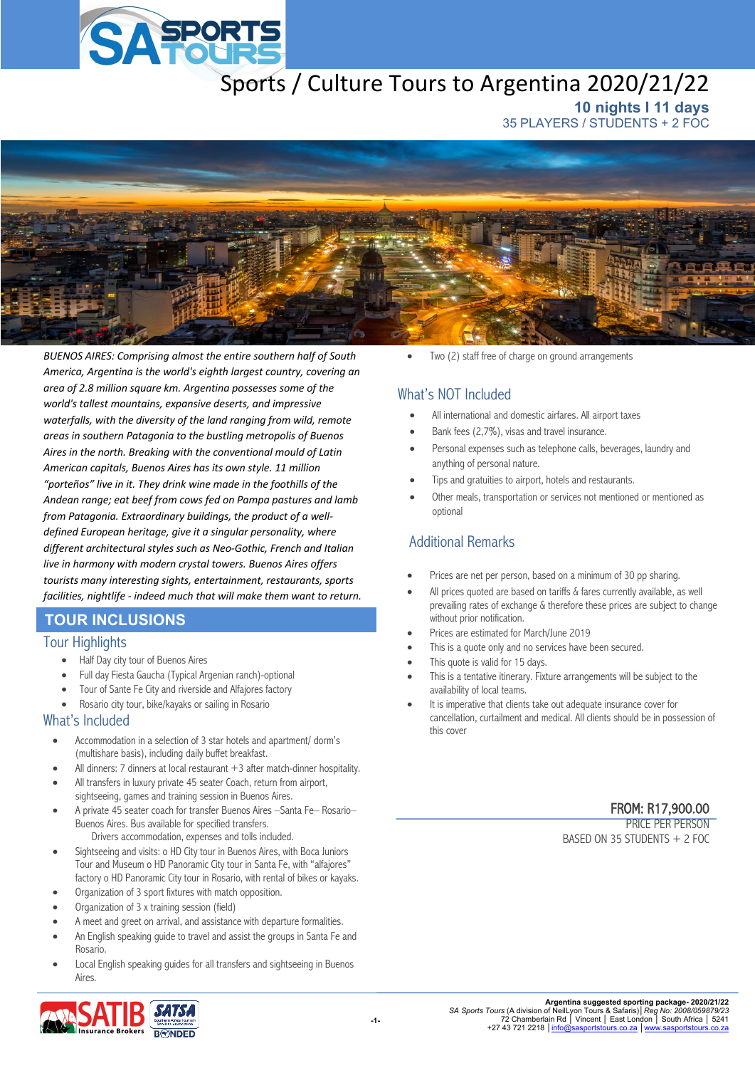# Sports / Culture Tours to Argentina 2020/21/22

**10 nights I 11 days**

35 PLAYERS / STUDENTS + 2 FOC

*BUENOS AIRES: Comprising almost the entire southern half of South America, Argentina is the world's eighth largest country, covering an area of 2.8 million square km. Argentina possesses some of the world's tallest mountains, expansive deserts, and impressive waterfalls, with the diversity of the land ranging from wild, remote areas in southern Patagonia to the bustling metropolis of Buenos Aires in the north. Breaking with the conventional mould of Latin American capitals, Buenos Aires has its own style. 11 million "porteños" live in it. They drink wine made in the foothills of the Andean range; eat beef from cows fed on Pampa pastures and lamb from Patagonia. Extraordinary buildings, the product of a well-defined European heritage, give it a singular personality, where different architectural styles such as Neo-Gothic, French and Italian live in harmony with modern crystal towers. Buenos Aires offers tourists many interesting sights, entertainment, restaurants, sports facilities, nightlife - indeed much that will make them want to return.*

## TOUR INCLUSIONS

### Tour Highlights

- Half Day city tour of Buenos Aires
- Full day Fiesta Gaucha (Typical Argenian ranch)-optional
- Tour of Sante Fe City and riverside and Alfajores factory
- Rosario city tour, bike/kayaks or sailing in Rosario

### What's Included

- Accommodation in a selection of 3 star hotels and apartment/ dorm's (multishare basis), including daily buffet breakfast.
- All dinners: 7 dinners at local restaurant +3 after match-dinner hospitality.
- All transfers in luxury private 45 seater Coach, return from airport, sightseeing, games and training session in Buenos Aires.
- A private 45 seater coach for transfer Buenos Aires –Santa Fe– Rosario– Buenos Aires. Bus available for specified transfers.
  Drivers accommodation, expenses and tolls included.
- Sightseeing and visits: o HD City tour in Buenos Aires, with Boca Juniors Tour and Museum o HD Panoramic City tour in Santa Fe, with "alfajores" factory o HD Panoramic City tour in Rosario, with rental of bikes or kayaks.
- Organization of 3 sport fixtures with match opposition.
- Organization of 3 x training session (field)
- A meet and greet on arrival, and assistance with departure formalities.
- An English speaking guide to travel and assist the groups in Santa Fe and Rosario.
- Local English speaking guides for all transfers and sightseeing in Buenos Aires.
- Two (2) staff free of charge on ground arrangements

### What's NOT Included

- All international and domestic airfares. All airport taxes
- Bank fees (2,7%), visas and travel insurance.
- Personal expenses such as telephone calls, beverages, laundry and anything of personal nature.
- Tips and gratuities to airport, hotels and restaurants.
- Other meals, transportation or services not mentioned or mentioned as optional

### Additional Remarks

- Prices are net per person, based on a minimum of 30 pp sharing.
- All prices quoted are based on tariffs & fares currently available, as well prevailing rates of exchange & therefore these prices are subject to change without prior notification.
- Prices are estimated for March/June 2019
- This is a quote only and no services have been secured.
- This quote is valid for 15 days.
- This is a tentative itinerary. Fixture arrangements will be subject to the availability of local teams.
- It is imperative that clients take out adequate insurance cover for cancellation, curtailment and medical. All clients should be in possession of this cover

**FROM: R17,900.00**

PRICE PER PERSON

BASED ON 35 STUDENTS + 2 FOC

**Argentina suggested sporting package- 2020/21/22**

*SA Sports Tours* (A division of NeilLyon Tours & Safaris)| *Reg No: 2008/059879/23*
72 Chamberlain Rd | Vincent | East London | South Africa | 5241
+27 43 721 2218 | info@sasportstours.co.za | www.sasportstours.co.za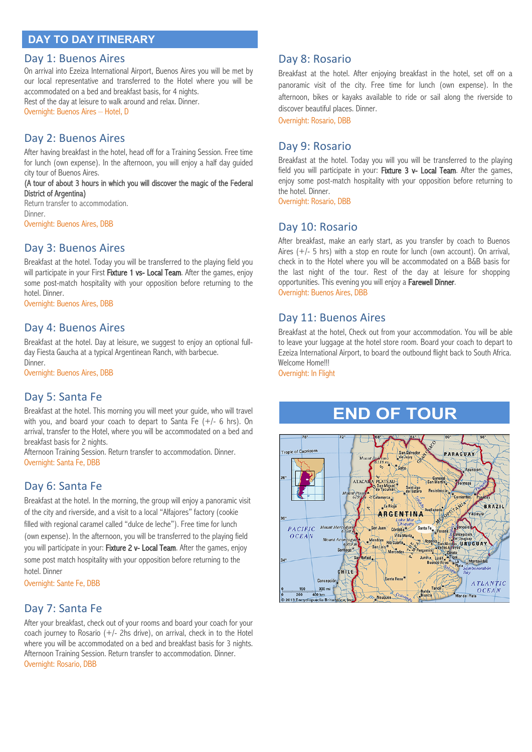## DAY TO DAY ITINERARY

### Day 1: Buenos Aires

On arrival into Ezeiza International Airport, Buenos Aires you will be met by our local representative and transferred to the Hotel where you will be accommodated on a bed and breakfast basis, for 4 nights.
Rest of the day at leisure to walk around and relax. Dinner.
Overnight: Buenos Aires – Hotel, D

### Day 2: Buenos Aires

After having breakfast in the hotel, head off for a Training Session. Free time for lunch (own expense). In the afternoon, you will enjoy a half day guided city tour of Buenos Aires.
**(A tour of about 3 hours in which you will discover the magic of the Federal District of Argentina)**
Return transfer to accommodation.
Dinner.
Overnight: Buenos Aires, DBB

### Day 3: Buenos Aires

Breakfast at the hotel. Today you will be transferred to the playing field you will participate in your First **Fixture 1 vs- Local Team**. After the games, enjoy some post-match hospitality with your opposition before returning to the hotel. Dinner.
Overnight: Buenos Aires, DBB

### Day 4: Buenos Aires

Breakfast at the hotel. Day at leisure, we suggest to enjoy an optional full-day Fiesta Gaucha at a typical Argentinean Ranch, with barbecue.
Dinner.
Overnight: Buenos Aires, DBB

### Day 5: Santa Fe

Breakfast at the hotel. This morning you will meet your guide, who will travel with you, and board your coach to depart to Santa Fe (+/- 6 hrs). On arrival, transfer to the Hotel, where you will be accommodated on a bed and breakfast basis for 2 nights.
Afternoon Training Session. Return transfer to accommodation. Dinner.
Overnight: Santa Fe, DBB

### Day 6: Santa Fe

Breakfast at the hotel. In the morning, the group will enjoy a panoramic visit of the city and riverside, and a visit to a local "Alfajores" factory (cookie filled with regional caramel called "dulce de leche"). Free time for lunch (own expense). In the afternoon, you will be transferred to the playing field you will participate in your: **Fixture 2 v- Local Team**. After the games, enjoy some post match hospitality with your opposition before returning to the hotel. Dinner
Overnight: Sante Fe, DBB

### Day 7: Santa Fe

After your breakfast, check out of your rooms and board your coach for your coach journey to Rosario (+/- 2hs drive), on arrival, check in to the Hotel where you will be accommodated on a bed and breakfast basis for 3 nights.
Afternoon Training Session. Return transfer to accommodation. Dinner.
Overnight: Rosario, DBB

### Day 8: Rosario

Breakfast at the hotel. After enjoying breakfast in the hotel, set off on a panoramic visit of the city. Free time for lunch (own expense). In the afternoon, bikes or kayaks available to ride or sail along the riverside to discover beautiful places. Dinner.
Overnight: Rosario, DBB

### Day 9: Rosario

Breakfast at the hotel. Today you will you will be transferred to the playing field you will participate in your: **Fixture 3 v- Local Team**. After the games, enjoy some post-match hospitality with your opposition before returning to the hotel. Dinner.
Overnight: Rosario, DBB

### Day 10: Rosario

After breakfast, make an early start, as you transfer by coach to Buenos Aires (+/- 5 hrs) with a stop en route for lunch (own account). On arrival, check in to the Hotel where you will be accommodated on a B&B basis for the last night of the tour. Rest of the day at leisure for shopping opportunities. This evening you will enjoy a **Farewell Dinner**.
Overnight: Buenos Aires, DBB

### Day 11: Buenos Aires

Breakfast at the hotel, Check out from your accommodation. You will be able to leave your luggage at the hotel store room. Board your coach to depart to Ezeiza International Airport, to board the outbound flight back to South Africa. Welcome Home!!!
Overnight: In Flight

## END OF TOUR

© 2013 Encyclopædia Britannica, Inc.